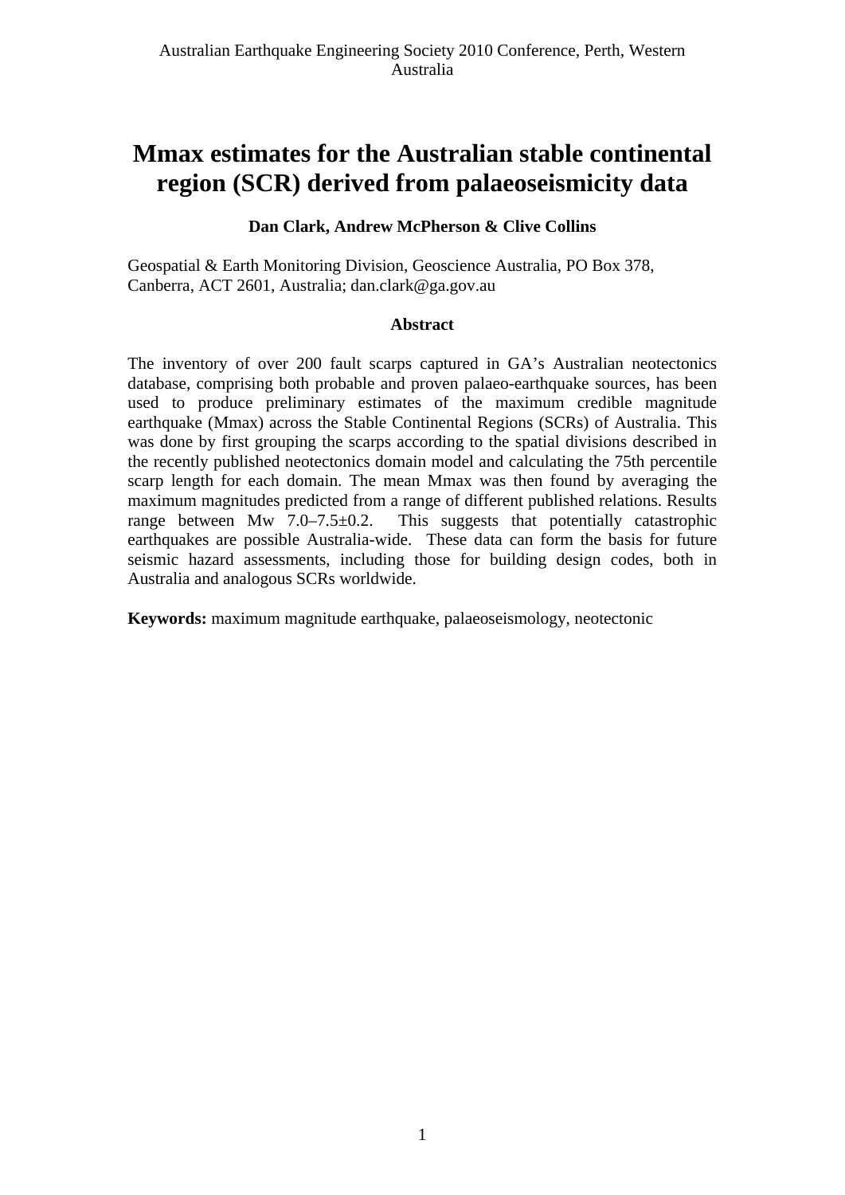# Mmax estimates for the Australian stable continental region (SCR) derived from palaeoseismicity data

**Dan Clark, Andrew McPherson & Clive Collins**

Geospatial & Earth Monitoring Division, Geoscience Australia, PO Box 378, Canberra, ACT 2601, Australia; dan.clark@ga.gov.au

## Abstract

The inventory of over 200 fault scarps captured in GA's Australian neotectonics database, comprising both probable and proven palaeo-earthquake sources, has been used to produce preliminary estimates of the maximum credible magnitude earthquake (Mmax) across the Stable Continental Regions (SCRs) of Australia. This was done by first grouping the scarps according to the spatial divisions described in the recently published neotectonics domain model and calculating the 75th percentile scarp length for each domain. The mean Mmax was then found by averaging the maximum magnitudes predicted from a range of different published relations. Results range between Mw 7.0–7.5±0.2. This suggests that potentially catastrophic earthquakes are possible Australia-wide. These data can form the basis for future seismic hazard assessments, including those for building design codes, both in Australia and analogous SCRs worldwide.

**Keywords:** maximum magnitude earthquake, palaeoseismology, neotectonic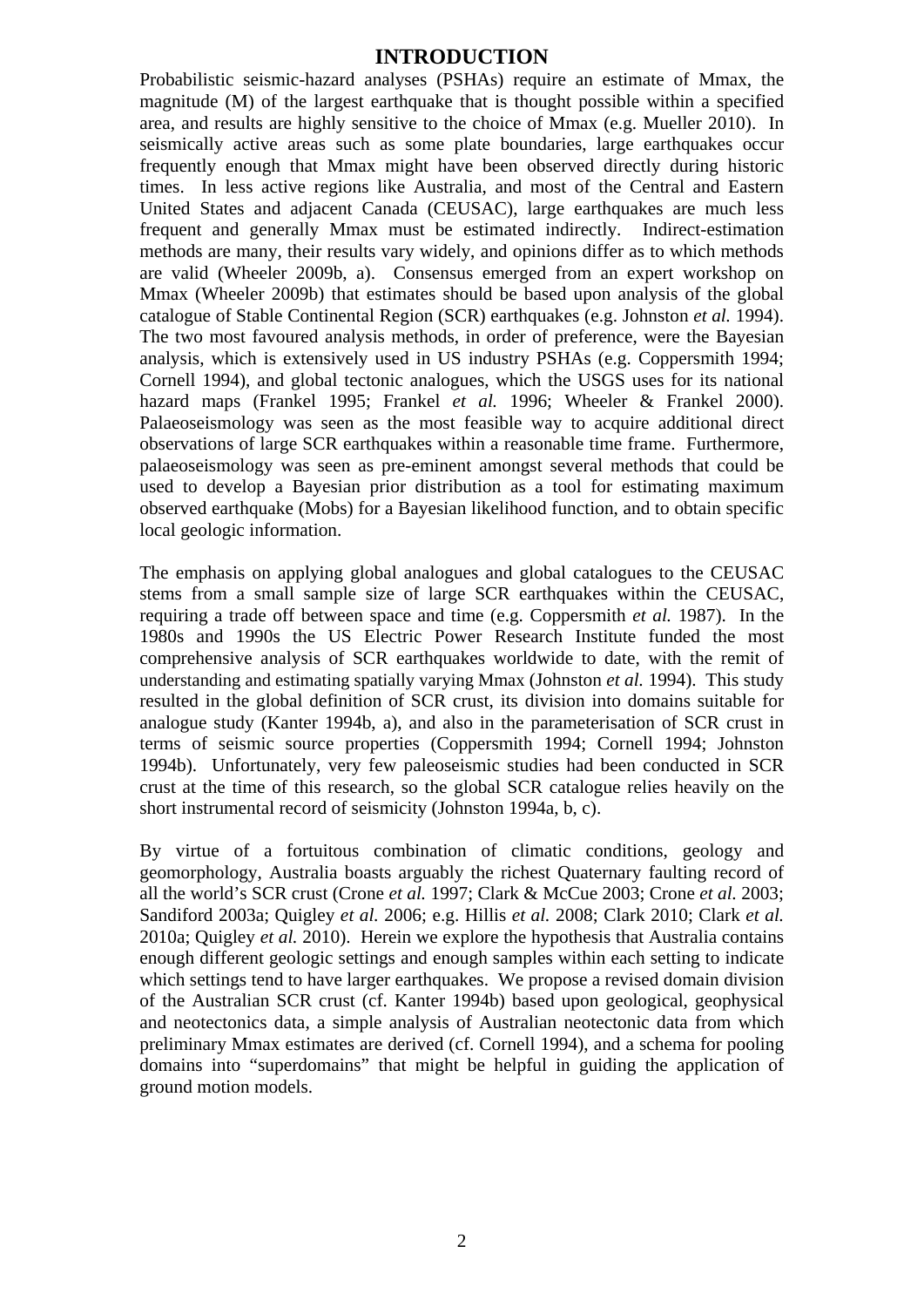# INTRODUCTION

Probabilistic seismic-hazard analyses (PSHAs) require an estimate of Mmax, the magnitude (M) of the largest earthquake that is thought possible within a specified area, and results are highly sensitive to the choice of Mmax (e.g. Mueller 2010). In seismically active areas such as some plate boundaries, large earthquakes occur frequently enough that Mmax might have been observed directly during historic times. In less active regions like Australia, and most of the Central and Eastern United States and adjacent Canada (CEUSAC), large earthquakes are much less frequent and generally Mmax must be estimated indirectly. Indirect-estimation methods are many, their results vary widely, and opinions differ as to which methods are valid (Wheeler 2009b, a). Consensus emerged from an expert workshop on Mmax (Wheeler 2009b) that estimates should be based upon analysis of the global catalogue of Stable Continental Region (SCR) earthquakes (e.g. Johnston *et al.* 1994). The two most favoured analysis methods, in order of preference, were the Bayesian analysis, which is extensively used in US industry PSHAs (e.g. Coppersmith 1994; Cornell 1994), and global tectonic analogues, which the USGS uses for its national hazard maps (Frankel 1995; Frankel *et al.* 1996; Wheeler & Frankel 2000). Palaeoseismology was seen as the most feasible way to acquire additional direct observations of large SCR earthquakes within a reasonable time frame. Furthermore, palaeoseismology was seen as pre-eminent amongst several methods that could be used to develop a Bayesian prior distribution as a tool for estimating maximum observed earthquake (Mobs) for a Bayesian likelihood function, and to obtain specific local geologic information.

The emphasis on applying global analogues and global catalogues to the CEUSAC stems from a small sample size of large SCR earthquakes within the CEUSAC, requiring a trade off between space and time (e.g. Coppersmith *et al.* 1987). In the 1980s and 1990s the US Electric Power Research Institute funded the most comprehensive analysis of SCR earthquakes worldwide to date, with the remit of understanding and estimating spatially varying Mmax (Johnston *et al.* 1994). This study resulted in the global definition of SCR crust, its division into domains suitable for analogue study (Kanter 1994b, a), and also in the parameterisation of SCR crust in terms of seismic source properties (Coppersmith 1994; Cornell 1994; Johnston 1994b). Unfortunately, very few paleoseismic studies had been conducted in SCR crust at the time of this research, so the global SCR catalogue relies heavily on the short instrumental record of seismicity (Johnston 1994a, b, c).

By virtue of a fortuitous combination of climatic conditions, geology and geomorphology, Australia boasts arguably the richest Quaternary faulting record of all the world's SCR crust (Crone *et al.* 1997; Clark & McCue 2003; Crone *et al.* 2003; Sandiford 2003a; Quigley *et al.* 2006; e.g. Hillis *et al.* 2008; Clark 2010; Clark *et al.* 2010a; Quigley *et al.* 2010). Herein we explore the hypothesis that Australia contains enough different geologic settings and enough samples within each setting to indicate which settings tend to have larger earthquakes. We propose a revised domain division of the Australian SCR crust (cf. Kanter 1994b) based upon geological, geophysical and neotectonics data, a simple analysis of Australian neotectonic data from which preliminary Mmax estimates are derived (cf. Cornell 1994), and a schema for pooling domains into "superdomains" that might be helpful in guiding the application of ground motion models.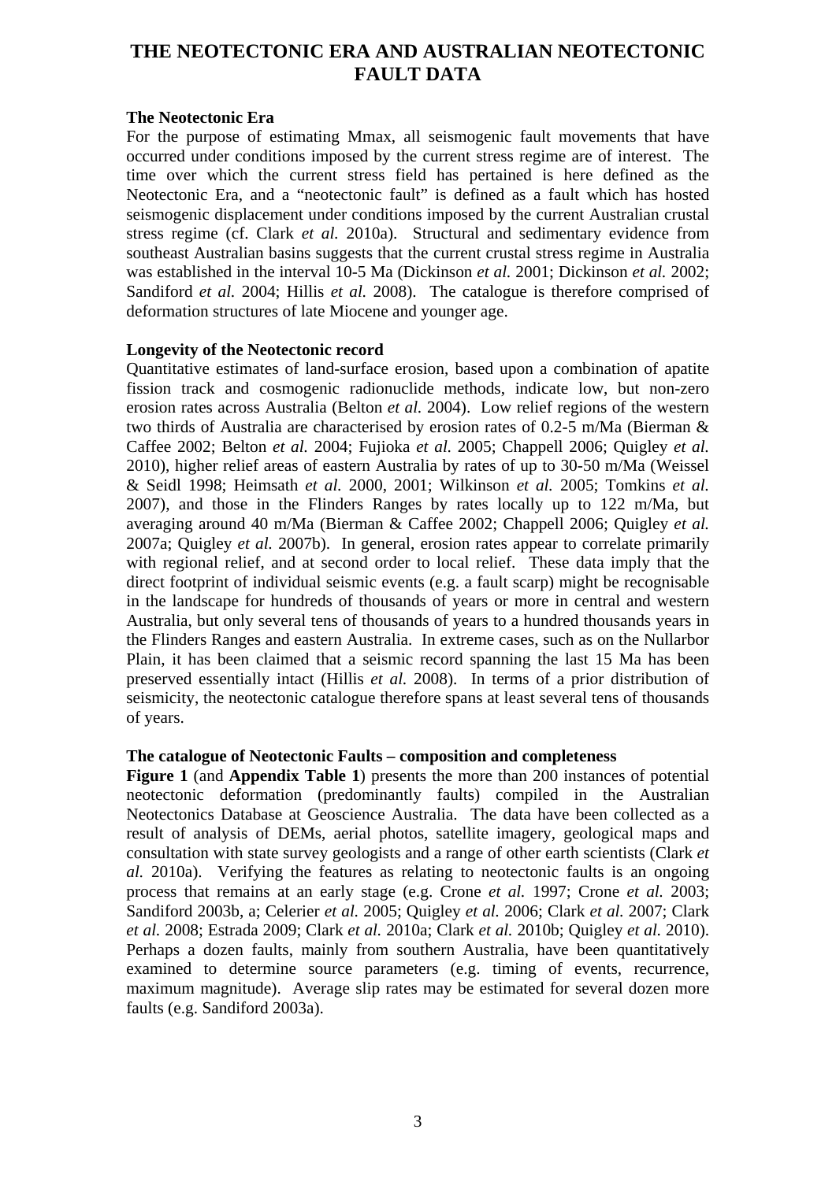# THE NEOTECTONIC ERA AND AUSTRALIAN NEOTECTONIC FAULT DATA

**The Neotectonic Era**

For the purpose of estimating Mmax, all seismogenic fault movements that have occurred under conditions imposed by the current stress regime are of interest. The time over which the current stress field has pertained is here defined as the Neotectonic Era, and a "neotectonic fault" is defined as a fault which has hosted seismogenic displacement under conditions imposed by the current Australian crustal stress regime (cf. Clark *et al.* 2010a). Structural and sedimentary evidence from southeast Australian basins suggests that the current crustal stress regime in Australia was established in the interval 10-5 Ma (Dickinson *et al.* 2001; Dickinson *et al.* 2002; Sandiford *et al.* 2004; Hillis *et al.* 2008). The catalogue is therefore comprised of deformation structures of late Miocene and younger age.

**Longevity of the Neotectonic record**

Quantitative estimates of land-surface erosion, based upon a combination of apatite fission track and cosmogenic radionuclide methods, indicate low, but non-zero erosion rates across Australia (Belton *et al.* 2004). Low relief regions of the western two thirds of Australia are characterised by erosion rates of 0.2-5 m/Ma (Bierman & Caffee 2002; Belton *et al.* 2004; Fujioka *et al.* 2005; Chappell 2006; Quigley *et al.* 2010), higher relief areas of eastern Australia by rates of up to 30-50 m/Ma (Weissel & Seidl 1998; Heimsath *et al.* 2000, 2001; Wilkinson *et al.* 2005; Tomkins *et al.* 2007), and those in the Flinders Ranges by rates locally up to 122 m/Ma, but averaging around 40 m/Ma (Bierman & Caffee 2002; Chappell 2006; Quigley *et al.* 2007a; Quigley *et al.* 2007b). In general, erosion rates appear to correlate primarily with regional relief, and at second order to local relief. These data imply that the direct footprint of individual seismic events (e.g. a fault scarp) might be recognisable in the landscape for hundreds of thousands of years or more in central and western Australia, but only several tens of thousands of years to a hundred thousands years in the Flinders Ranges and eastern Australia. In extreme cases, such as on the Nullarbor Plain, it has been claimed that a seismic record spanning the last 15 Ma has been preserved essentially intact (Hillis *et al.* 2008). In terms of a prior distribution of seismicity, the neotectonic catalogue therefore spans at least several tens of thousands of years.

**The catalogue of Neotectonic Faults – composition and completeness**

**Figure 1** (and **Appendix Table 1**) presents the more than 200 instances of potential neotectonic deformation (predominantly faults) compiled in the Australian Neotectonics Database at Geoscience Australia. The data have been collected as a result of analysis of DEMs, aerial photos, satellite imagery, geological maps and consultation with state survey geologists and a range of other earth scientists (Clark *et al.* 2010a). Verifying the features as relating to neotectonic faults is an ongoing process that remains at an early stage (e.g. Crone *et al.* 1997; Crone *et al.* 2003; Sandiford 2003b, a; Celerier *et al.* 2005; Quigley *et al.* 2006; Clark *et al.* 2007; Clark *et al.* 2008; Estrada 2009; Clark *et al.* 2010a; Clark *et al.* 2010b; Quigley *et al.* 2010). Perhaps a dozen faults, mainly from southern Australia, have been quantitatively examined to determine source parameters (e.g. timing of events, recurrence, maximum magnitude). Average slip rates may be estimated for several dozen more faults (e.g. Sandiford 2003a).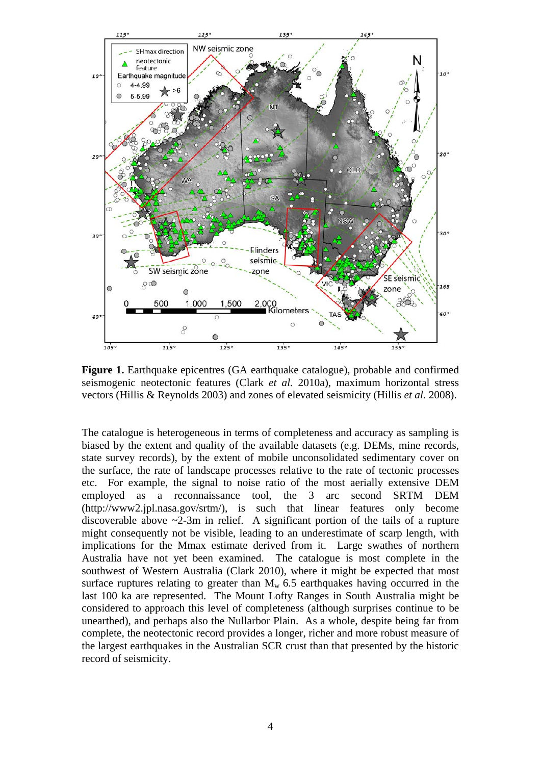**Figure 1.** Earthquake epicentres (GA earthquake catalogue), probable and confirmed seismogenic neotectonic features (Clark *et al.* 2010a), maximum horizontal stress vectors (Hillis & Reynolds 2003) and zones of elevated seismicity (Hillis *et al.* 2008).

The catalogue is heterogeneous in terms of completeness and accuracy as sampling is biased by the extent and quality of the available datasets (e.g. DEMs, mine records, state survey records), by the extent of mobile unconsolidated sedimentary cover on the surface, the rate of landscape processes relative to the rate of tectonic processes etc. For example, the signal to noise ratio of the most aerially extensive DEM employed as a reconnaissance tool, the 3 arc second SRTM DEM (http://www2.jpl.nasa.gov/srtm/), is such that linear features only become discoverable above ~2-3m in relief. A significant portion of the tails of a rupture might consequently not be visible, leading to an underestimate of scarp length, with implications for the Mmax estimate derived from it. Large swathes of northern Australia have not yet been examined. The catalogue is most complete in the southwest of Western Australia (Clark 2010), where it might be expected that most surface ruptures relating to greater than $M_w$ 6.5 earthquakes having occurred in the last 100 ka are represented. The Mount Lofty Ranges in South Australia might be considered to approach this level of completeness (although surprises continue to be unearthed), and perhaps also the Nullarbor Plain. As a whole, despite being far from complete, the neotectonic record provides a longer, richer and more robust measure of the largest earthquakes in the Australian SCR crust than that presented by the historic record of seismicity.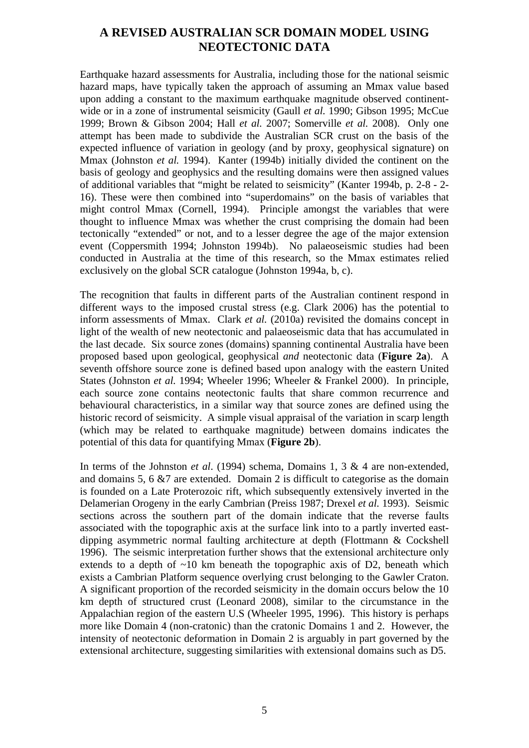## A REVISED AUSTRALIAN SCR DOMAIN MODEL USING NEOTECTONIC DATA

Earthquake hazard assessments for Australia, including those for the national seismic hazard maps, have typically taken the approach of assuming an Mmax value based upon adding a constant to the maximum earthquake magnitude observed continent-wide or in a zone of instrumental seismicity (Gaull *et al.* 1990; Gibson 1995; McCue 1999; Brown & Gibson 2004; Hall *et al.* 2007; Somerville *et al.* 2008). Only one attempt has been made to subdivide the Australian SCR crust on the basis of the expected influence of variation in geology (and by proxy, geophysical signature) on Mmax (Johnston *et al.* 1994). Kanter (1994b) initially divided the continent on the basis of geology and geophysics and the resulting domains were then assigned values of additional variables that "might be related to seismicity" (Kanter 1994b, p. 2-8 - 2-16). These were then combined into "superdomains" on the basis of variables that might control Mmax (Cornell, 1994). Principle amongst the variables that were thought to influence Mmax was whether the crust comprising the domain had been tectonically "extended" or not, and to a lesser degree the age of the major extension event (Coppersmith 1994; Johnston 1994b). No palaeoseismic studies had been conducted in Australia at the time of this research, so the Mmax estimates relied exclusively on the global SCR catalogue (Johnston 1994a, b, c).

The recognition that faults in different parts of the Australian continent respond in different ways to the imposed crustal stress (e.g. Clark 2006) has the potential to inform assessments of Mmax. Clark *et al.* (2010a) revisited the domains concept in light of the wealth of new neotectonic and palaeoseismic data that has accumulated in the last decade. Six source zones (domains) spanning continental Australia have been proposed based upon geological, geophysical *and* neotectonic data (**Figure 2a**). A seventh offshore source zone is defined based upon analogy with the eastern United States (Johnston *et al.* 1994; Wheeler 1996; Wheeler & Frankel 2000). In principle, each source zone contains neotectonic faults that share common recurrence and behavioural characteristics, in a similar way that source zones are defined using the historic record of seismicity. A simple visual appraisal of the variation in scarp length (which may be related to earthquake magnitude) between domains indicates the potential of this data for quantifying Mmax (**Figure 2b**).

In terms of the Johnston *et al*. (1994) schema, Domains 1, 3 & 4 are non-extended, and domains 5, 6 &7 are extended. Domain 2 is difficult to categorise as the domain is founded on a Late Proterozoic rift, which subsequently extensively inverted in the Delamerian Orogeny in the early Cambrian (Preiss 1987; Drexel *et al.* 1993). Seismic sections across the southern part of the domain indicate that the reverse faults associated with the topographic axis at the surface link into to a partly inverted east-dipping asymmetric normal faulting architecture at depth (Flottmann & Cockshell 1996). The seismic interpretation further shows that the extensional architecture only extends to a depth of ~10 km beneath the topographic axis of D2, beneath which exists a Cambrian Platform sequence overlying crust belonging to the Gawler Craton. A significant proportion of the recorded seismicity in the domain occurs below the 10 km depth of structured crust (Leonard 2008), similar to the circumstance in the Appalachian region of the eastern U.S (Wheeler 1995, 1996). This history is perhaps more like Domain 4 (non-cratonic) than the cratonic Domains 1 and 2. However, the intensity of neotectonic deformation in Domain 2 is arguably in part governed by the extensional architecture, suggesting similarities with extensional domains such as D5.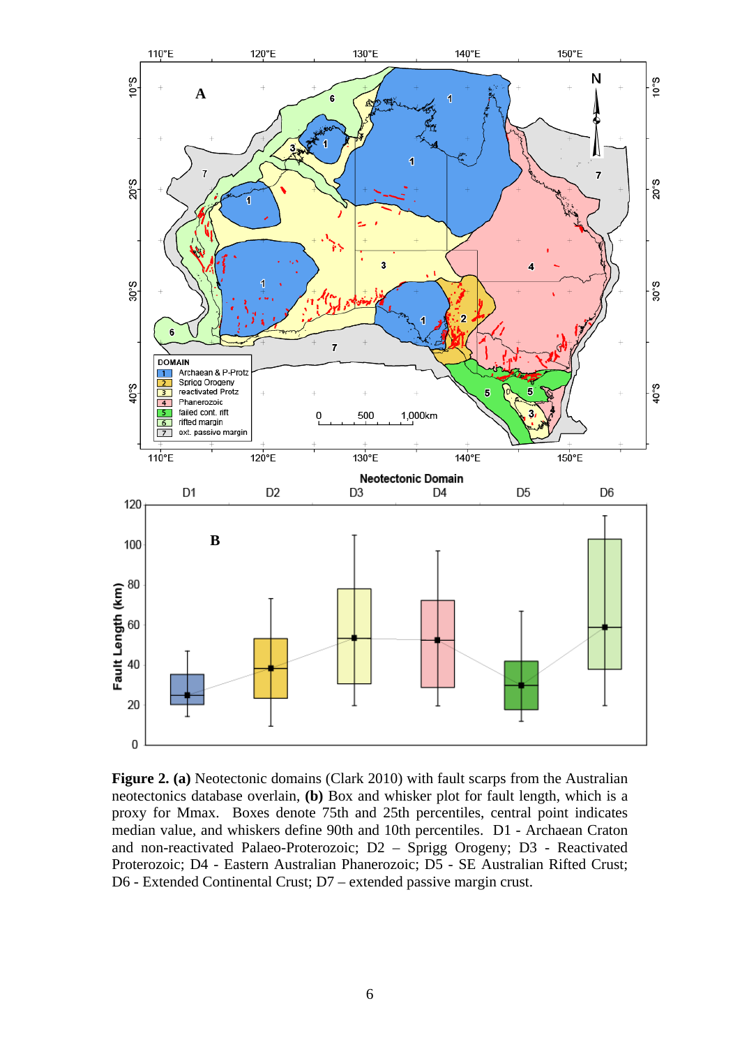**Figure 2. (a)** Neotectonic domains (Clark 2010) with fault scarps from the Australian neotectonics database overlain, **(b)** Box and whisker plot for fault length, which is a proxy for Mmax. Boxes denote 75th and 25th percentiles, central point indicates median value, and whiskers define 90th and 10th percentiles. D1 - Archaean Craton and non-reactivated Palaeo-Proterozoic; D2 – Sprigg Orogeny; D3 - Reactivated Proterozoic; D4 - Eastern Australian Phanerozoic; D5 - SE Australian Rifted Crust; D6 - Extended Continental Crust; D7 – extended passive margin crust.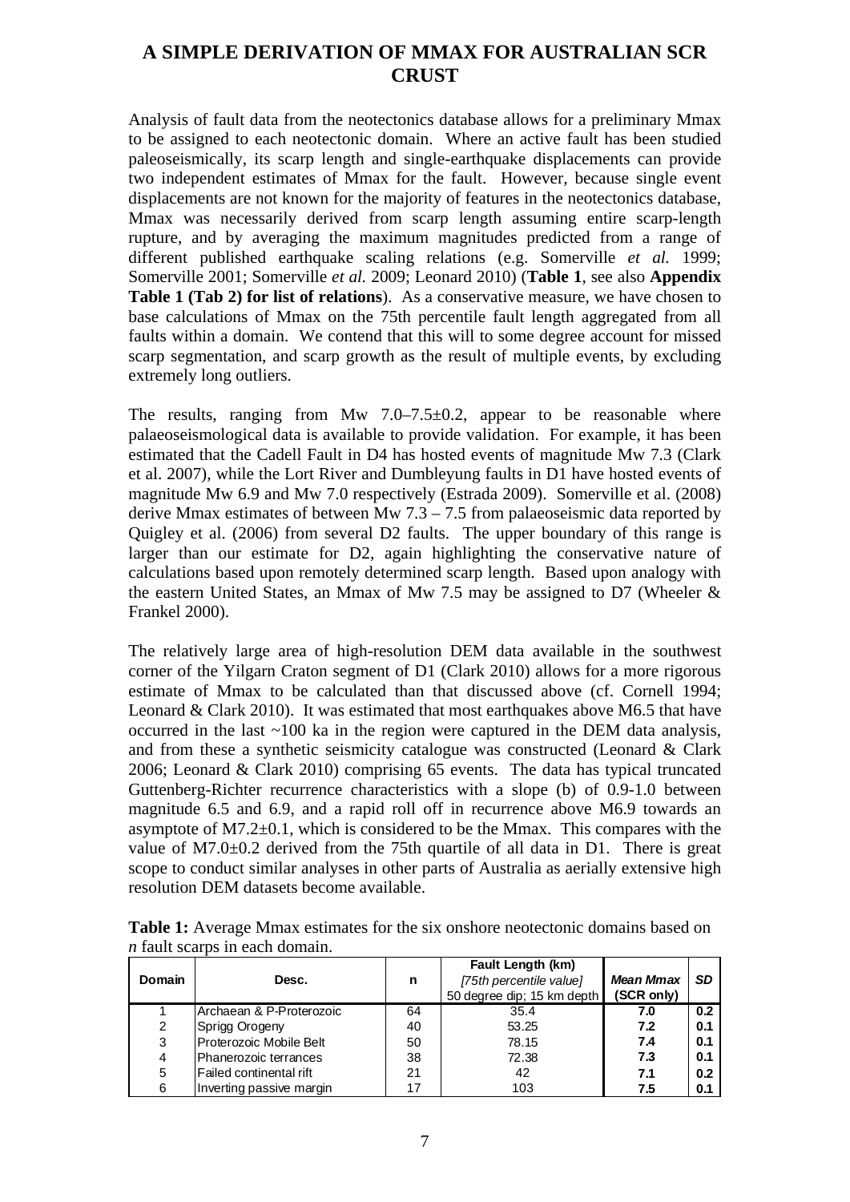# A SIMPLE DERIVATION OF MMAX FOR AUSTRALIAN SCR CRUST

Analysis of fault data from the neotectonics database allows for a preliminary Mmax to be assigned to each neotectonic domain. Where an active fault has been studied paleoseismically, its scarp length and single-earthquake displacements can provide two independent estimates of Mmax for the fault. However, because single event displacements are not known for the majority of features in the neotectonics database, Mmax was necessarily derived from scarp length assuming entire scarp-length rupture, and by averaging the maximum magnitudes predicted from a range of different published earthquake scaling relations (e.g. Somerville *et al.* 1999; Somerville 2001; Somerville *et al.* 2009; Leonard 2010) (**Table 1**, see also **Appendix Table 1 (Tab 2) for list of relations**). As a conservative measure, we have chosen to base calculations of Mmax on the 75th percentile fault length aggregated from all faults within a domain. We contend that this will to some degree account for missed scarp segmentation, and scarp growth as the result of multiple events, by excluding extremely long outliers.

The results, ranging from Mw 7.0–7.5±0.2, appear to be reasonable where palaeoseismological data is available to provide validation. For example, it has been estimated that the Cadell Fault in D4 has hosted events of magnitude Mw 7.3 (Clark et al. 2007), while the Lort River and Dumbleyung faults in D1 have hosted events of magnitude Mw 6.9 and Mw 7.0 respectively (Estrada 2009). Somerville et al. (2008) derive Mmax estimates of between Mw 7.3 – 7.5 from palaeoseismic data reported by Quigley et al. (2006) from several D2 faults. The upper boundary of this range is larger than our estimate for D2, again highlighting the conservative nature of calculations based upon remotely determined scarp length. Based upon analogy with the eastern United States, an Mmax of Mw 7.5 may be assigned to D7 (Wheeler & Frankel 2000).

The relatively large area of high-resolution DEM data available in the southwest corner of the Yilgarn Craton segment of D1 (Clark 2010) allows for a more rigorous estimate of Mmax to be calculated than that discussed above (cf. Cornell 1994; Leonard & Clark 2010). It was estimated that most earthquakes above M6.5 that have occurred in the last ~100 ka in the region were captured in the DEM data analysis, and from these a synthetic seismicity catalogue was constructed (Leonard & Clark 2006; Leonard & Clark 2010) comprising 65 events. The data has typical truncated Guttenberg-Richter recurrence characteristics with a slope (b) of 0.9-1.0 between magnitude 6.5 and 6.9, and a rapid roll off in recurrence above M6.9 towards an asymptote of M7.2±0.1, which is considered to be the Mmax. This compares with the value of M7.0±0.2 derived from the 75th quartile of all data in D1. There is great scope to conduct similar analyses in other parts of Australia as aerially extensive high resolution DEM datasets become available.

**Table 1:** Average Mmax estimates for the six onshore neotectonic domains based on *n* fault scarps in each domain.

| Domain | Desc. | n | Fault Length (km) *[75th percentile value]* 50 degree dip; 15 km depth | ***Mean Mmax* (SCR only)** | ***SD*** |
|---|---|---|---|---|---|
| 1 | Archaean & P-Proterozoic | 64 | 35.4 | **7.0** | **0.2** |
| 2 | Sprigg Orogeny | 40 | 53.25 | **7.2** | **0.1** |
| 3 | Proterozoic Mobile Belt | 50 | 78.15 | **7.4** | **0.1** |
| 4 | Phanerozoic terrances | 38 | 72.38 | **7.3** | **0.1** |
| 5 | Failed continental rift | 21 | 42 | **7.1** | **0.2** |
| 6 | Inverting passive margin | 17 | 103 | **7.5** | **0.1** |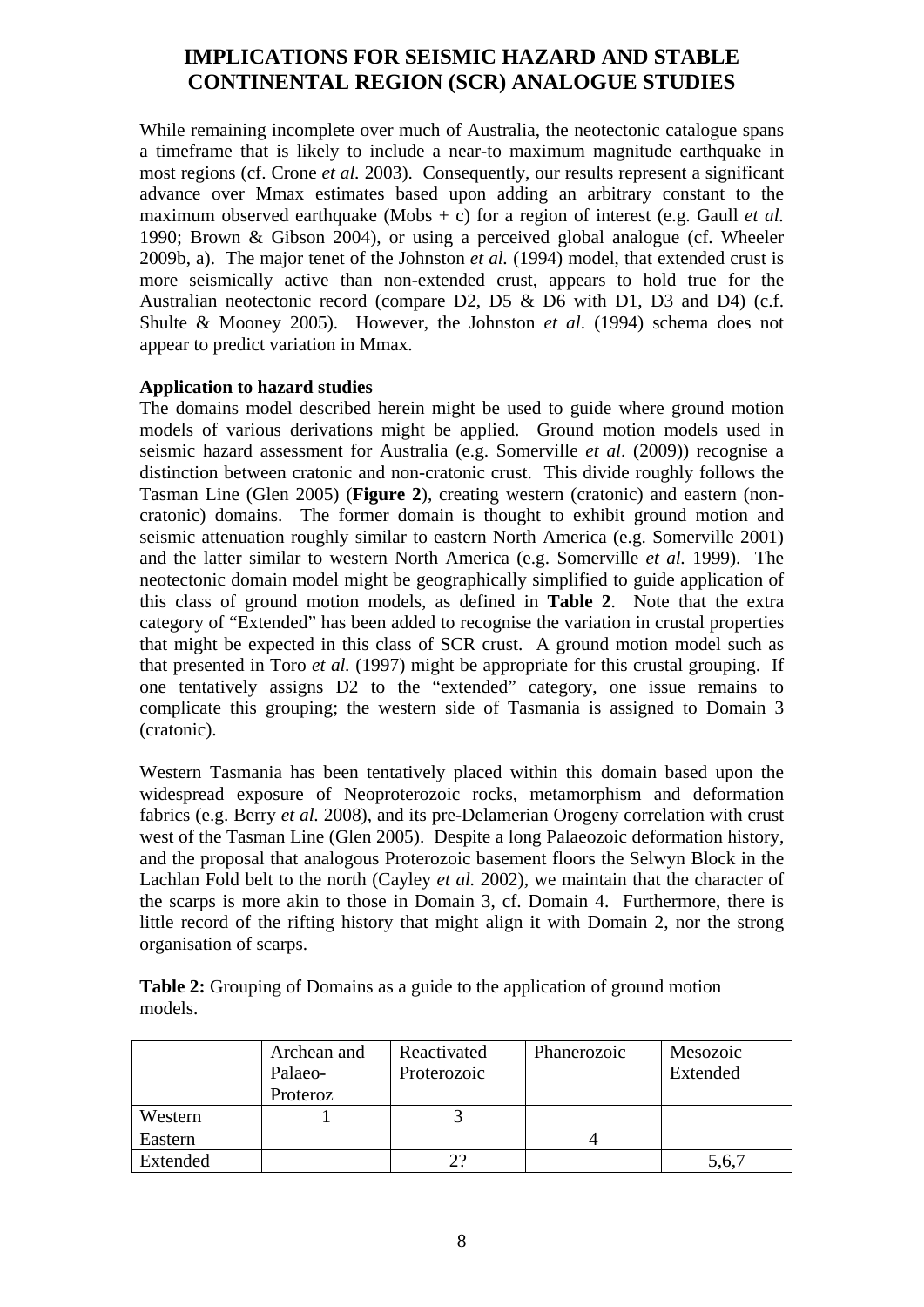# IMPLICATIONS FOR SEISMIC HAZARD AND STABLE CONTINENTAL REGION (SCR) ANALOGUE STUDIES

While remaining incomplete over much of Australia, the neotectonic catalogue spans a timeframe that is likely to include a near-to maximum magnitude earthquake in most regions (cf. Crone *et al.* 2003). Consequently, our results represent a significant advance over Mmax estimates based upon adding an arbitrary constant to the maximum observed earthquake (Mobs + c) for a region of interest (e.g. Gaull *et al.* 1990; Brown & Gibson 2004), or using a perceived global analogue (cf. Wheeler 2009b, a). The major tenet of the Johnston *et al.* (1994) model, that extended crust is more seismically active than non-extended crust, appears to hold true for the Australian neotectonic record (compare D2, D5 & D6 with D1, D3 and D4) (c.f. Shulte & Mooney 2005). However, the Johnston *et al*. (1994) schema does not appear to predict variation in Mmax.

**Application to hazard studies**

The domains model described herein might be used to guide where ground motion models of various derivations might be applied. Ground motion models used in seismic hazard assessment for Australia (e.g. Somerville *et al*. (2009)) recognise a distinction between cratonic and non-cratonic crust. This divide roughly follows the Tasman Line (Glen 2005) (**Figure 2**), creating western (cratonic) and eastern (non-cratonic) domains. The former domain is thought to exhibit ground motion and seismic attenuation roughly similar to eastern North America (e.g. Somerville 2001) and the latter similar to western North America (e.g. Somerville *et al.* 1999). The neotectonic domain model might be geographically simplified to guide application of this class of ground motion models, as defined in **Table 2**. Note that the extra category of "Extended" has been added to recognise the variation in crustal properties that might be expected in this class of SCR crust. A ground motion model such as that presented in Toro *et al.* (1997) might be appropriate for this crustal grouping. If one tentatively assigns D2 to the "extended" category, one issue remains to complicate this grouping; the western side of Tasmania is assigned to Domain 3 (cratonic).

Western Tasmania has been tentatively placed within this domain based upon the widespread exposure of Neoproterozoic rocks, metamorphism and deformation fabrics (e.g. Berry *et al.* 2008), and its pre-Delamerian Orogeny correlation with crust west of the Tasman Line (Glen 2005). Despite a long Palaeozoic deformation history, and the proposal that analogous Proterozoic basement floors the Selwyn Block in the Lachlan Fold belt to the north (Cayley *et al.* 2002), we maintain that the character of the scarps is more akin to those in Domain 3, cf. Domain 4. Furthermore, there is little record of the rifting history that might align it with Domain 2, nor the strong organisation of scarps.

**Table 2:** Grouping of Domains as a guide to the application of ground motion models.

| | Archean and Palaeo-Proteroz | Reactivated Proterozoic | Phanerozoic | Mesozoic Extended |
|---|---|---|---|---|
| Western | 1 | 3 | | |
| Eastern | | | 4 | |
| Extended | | 2? | | 5,6,7 |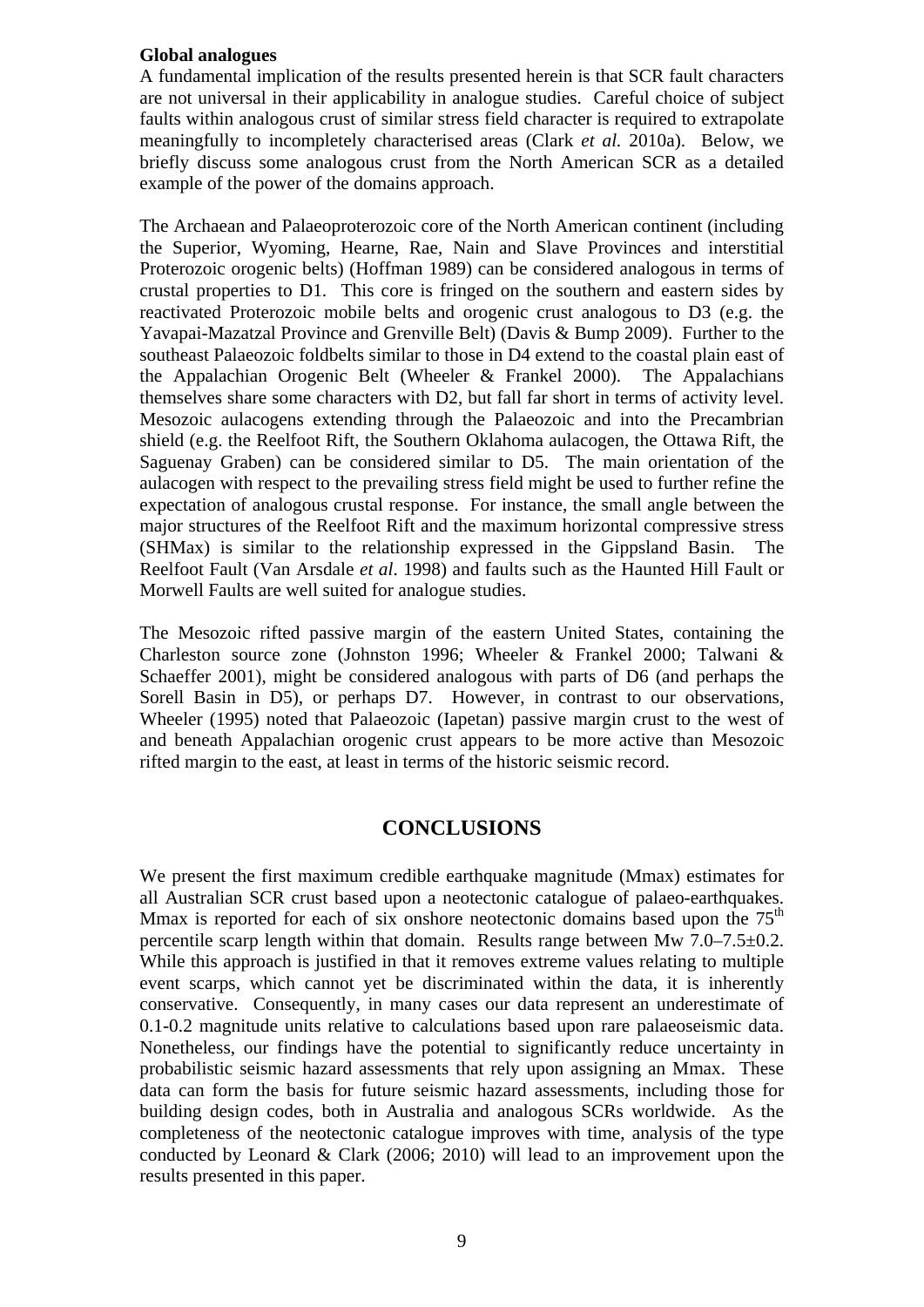**Global analogues**

A fundamental implication of the results presented herein is that SCR fault characters are not universal in their applicability in analogue studies. Careful choice of subject faults within analogous crust of similar stress field character is required to extrapolate meaningfully to incompletely characterised areas (Clark *et al.* 2010a). Below, we briefly discuss some analogous crust from the North American SCR as a detailed example of the power of the domains approach.

The Archaean and Palaeoproterozoic core of the North American continent (including the Superior, Wyoming, Hearne, Rae, Nain and Slave Provinces and interstitial Proterozoic orogenic belts) (Hoffman 1989) can be considered analogous in terms of crustal properties to D1. This core is fringed on the southern and eastern sides by reactivated Proterozoic mobile belts and orogenic crust analogous to D3 (e.g. the Yavapai-Mazatzal Province and Grenville Belt) (Davis & Bump 2009). Further to the southeast Palaeozoic foldbelts similar to those in D4 extend to the coastal plain east of the Appalachian Orogenic Belt (Wheeler & Frankel 2000). The Appalachians themselves share some characters with D2, but fall far short in terms of activity level. Mesozoic aulacogens extending through the Palaeozoic and into the Precambrian shield (e.g. the Reelfoot Rift, the Southern Oklahoma aulacogen, the Ottawa Rift, the Saguenay Graben) can be considered similar to D5. The main orientation of the aulacogen with respect to the prevailing stress field might be used to further refine the expectation of analogous crustal response. For instance, the small angle between the major structures of the Reelfoot Rift and the maximum horizontal compressive stress (SHMax) is similar to the relationship expressed in the Gippsland Basin. The Reelfoot Fault (Van Arsdale *et al*. 1998) and faults such as the Haunted Hill Fault or Morwell Faults are well suited for analogue studies.

The Mesozoic rifted passive margin of the eastern United States, containing the Charleston source zone (Johnston 1996; Wheeler & Frankel 2000; Talwani & Schaeffer 2001), might be considered analogous with parts of D6 (and perhaps the Sorell Basin in D5), or perhaps D7. However, in contrast to our observations, Wheeler (1995) noted that Palaeozoic (Iapetan) passive margin crust to the west of and beneath Appalachian orogenic crust appears to be more active than Mesozoic rifted margin to the east, at least in terms of the historic seismic record.

## CONCLUSIONS

We present the first maximum credible earthquake magnitude (Mmax) estimates for all Australian SCR crust based upon a neotectonic catalogue of palaeo-earthquakes. Mmax is reported for each of six onshore neotectonic domains based upon the $75^{th}$ percentile scarp length within that domain. Results range between Mw 7.0–7.5±0.2. While this approach is justified in that it removes extreme values relating to multiple event scarps, which cannot yet be discriminated within the data, it is inherently conservative. Consequently, in many cases our data represent an underestimate of 0.1-0.2 magnitude units relative to calculations based upon rare palaeoseismic data. Nonetheless, our findings have the potential to significantly reduce uncertainty in probabilistic seismic hazard assessments that rely upon assigning an Mmax. These data can form the basis for future seismic hazard assessments, including those for building design codes, both in Australia and analogous SCRs worldwide. As the completeness of the neotectonic catalogue improves with time, analysis of the type conducted by Leonard & Clark (2006; 2010) will lead to an improvement upon the results presented in this paper.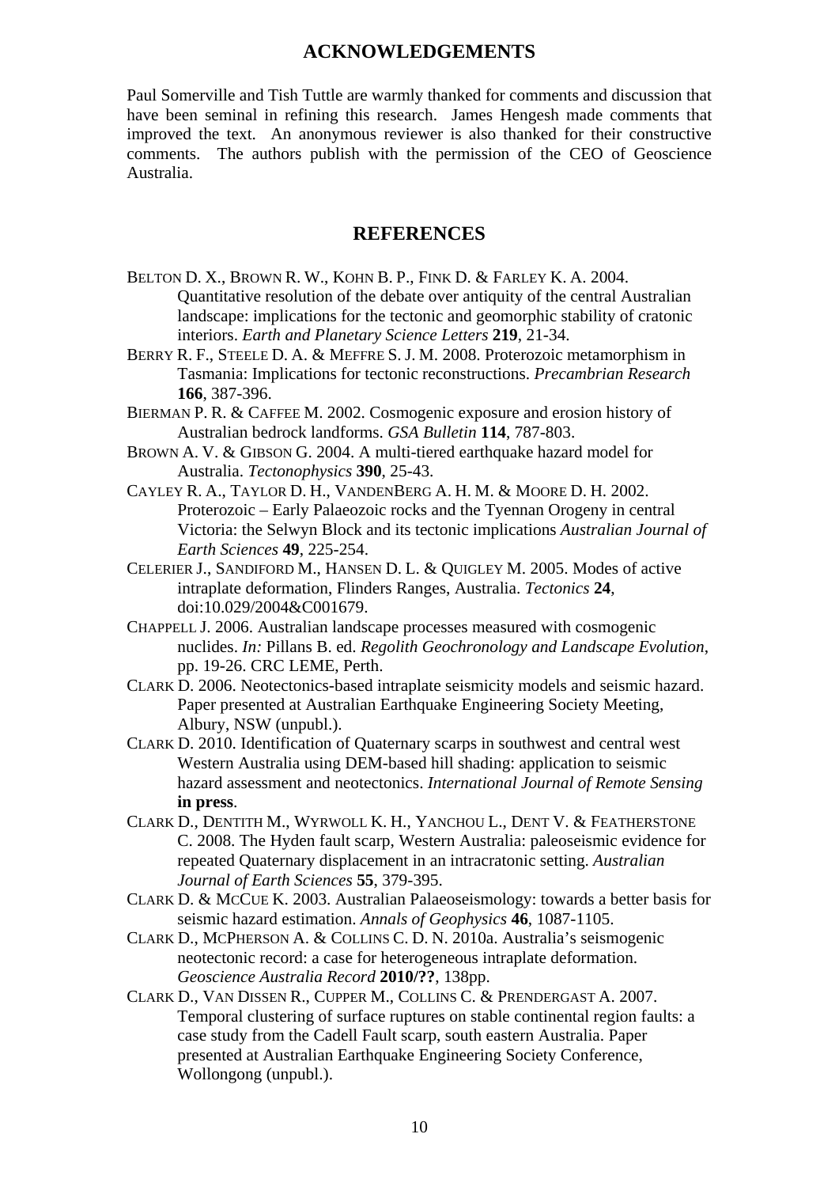## ACKNOWLEDGEMENTS

Paul Somerville and Tish Tuttle are warmly thanked for comments and discussion that have been seminal in refining this research. James Hengesh made comments that improved the text. An anonymous reviewer is also thanked for their constructive comments. The authors publish with the permission of the CEO of Geoscience Australia.

## REFERENCES

BELTON D. X., BROWN R. W., KOHN B. P., FINK D. & FARLEY K. A. 2004. Quantitative resolution of the debate over antiquity of the central Australian landscape: implications for the tectonic and geomorphic stability of cratonic interiors. *Earth and Planetary Science Letters* **219**, 21-34.

BERRY R. F., STEELE D. A. & MEFFRE S. J. M. 2008. Proterozoic metamorphism in Tasmania: Implications for tectonic reconstructions. *Precambrian Research* **166**, 387-396.

BIERMAN P. R. & CAFFEE M. 2002. Cosmogenic exposure and erosion history of Australian bedrock landforms. *GSA Bulletin* **114**, 787-803.

BROWN A. V. & GIBSON G. 2004. A multi-tiered earthquake hazard model for Australia. *Tectonophysics* **390**, 25-43.

CAYLEY R. A., TAYLOR D. H., VANDENBERG A. H. M. & MOORE D. H. 2002. Proterozoic – Early Palaeozoic rocks and the Tyennan Orogeny in central Victoria: the Selwyn Block and its tectonic implications *Australian Journal of Earth Sciences* **49**, 225-254.

CELERIER J., SANDIFORD M., HANSEN D. L. & QUIGLEY M. 2005. Modes of active intraplate deformation, Flinders Ranges, Australia. *Tectonics* **24**, doi:10.029/2004&C001679.

CHAPPELL J. 2006. Australian landscape processes measured with cosmogenic nuclides. *In:* Pillans B. ed. *Regolith Geochronology and Landscape Evolution*, pp. 19-26. CRC LEME, Perth.

CLARK D. 2006. Neotectonics-based intraplate seismicity models and seismic hazard. Paper presented at Australian Earthquake Engineering Society Meeting, Albury, NSW (unpubl.).

CLARK D. 2010. Identification of Quaternary scarps in southwest and central west Western Australia using DEM-based hill shading: application to seismic hazard assessment and neotectonics. *International Journal of Remote Sensing* **in press**.

CLARK D., DENTITH M., WYRWOLL K. H., YANCHOU L., DENT V. & FEATHERSTONE C. 2008. The Hyden fault scarp, Western Australia: paleoseismic evidence for repeated Quaternary displacement in an intracratonic setting. *Australian Journal of Earth Sciences* **55**, 379-395.

CLARK D. & MCCUE K. 2003. Australian Palaeoseismology: towards a better basis for seismic hazard estimation. *Annals of Geophysics* **46**, 1087-1105.

CLARK D., MCPHERSON A. & COLLINS C. D. N. 2010a. Australia's seismogenic neotectonic record: a case for heterogeneous intraplate deformation. *Geoscience Australia Record* **2010/??**, 138pp.

CLARK D., VAN DISSEN R., CUPPER M., COLLINS C. & PRENDERGAST A. 2007. Temporal clustering of surface ruptures on stable continental region faults: a case study from the Cadell Fault scarp, south eastern Australia. Paper presented at Australian Earthquake Engineering Society Conference, Wollongong (unpubl.).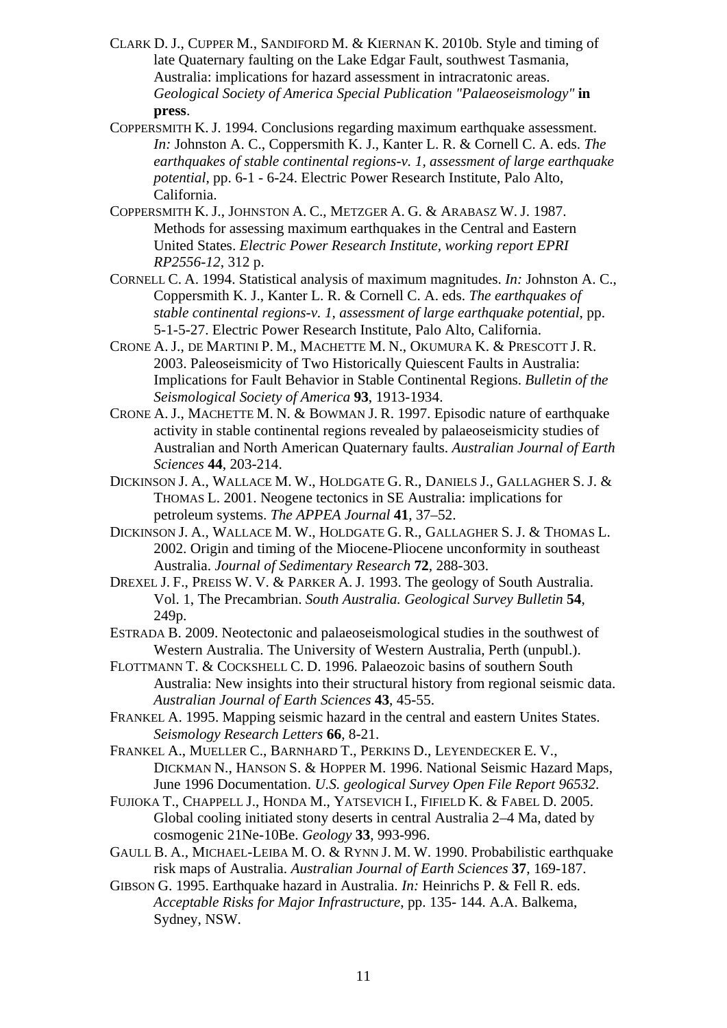CLARK D. J., CUPPER M., SANDIFORD M. & KIERNAN K. 2010b. Style and timing of late Quaternary faulting on the Lake Edgar Fault, southwest Tasmania, Australia: implications for hazard assessment in intracratonic areas. *Geological Society of America Special Publication "Palaeoseismology"* **in press**.

COPPERSMITH K. J. 1994. Conclusions regarding maximum earthquake assessment. *In:* Johnston A. C., Coppersmith K. J., Kanter L. R. & Cornell C. A. eds. *The earthquakes of stable continental regions-v. 1, assessment of large earthquake potential*, pp. 6-1 - 6-24. Electric Power Research Institute, Palo Alto, California.

COPPERSMITH K. J., JOHNSTON A. C., METZGER A. G. & ARABASZ W. J. 1987. Methods for assessing maximum earthquakes in the Central and Eastern United States. *Electric Power Research Institute, working report EPRI RP2556-12*, 312 p.

CORNELL C. A. 1994. Statistical analysis of maximum magnitudes. *In:* Johnston A. C., Coppersmith K. J., Kanter L. R. & Cornell C. A. eds. *The earthquakes of stable continental regions-v. 1, assessment of large earthquake potential*, pp. 5-1-5-27. Electric Power Research Institute, Palo Alto, California.

CRONE A. J., DE MARTINI P. M., MACHETTE M. N., OKUMURA K. & PRESCOTT J. R. 2003. Paleoseismicity of Two Historically Quiescent Faults in Australia: Implications for Fault Behavior in Stable Continental Regions. *Bulletin of the Seismological Society of America* **93**, 1913-1934.

CRONE A. J., MACHETTE M. N. & BOWMAN J. R. 1997. Episodic nature of earthquake activity in stable continental regions revealed by palaeoseismicity studies of Australian and North American Quaternary faults. *Australian Journal of Earth Sciences* **44**, 203-214.

DICKINSON J. A., WALLACE M. W., HOLDGATE G. R., DANIELS J., GALLAGHER S. J. & THOMAS L. 2001. Neogene tectonics in SE Australia: implications for petroleum systems. *The APPEA Journal* **41**, 37–52.

DICKINSON J. A., WALLACE M. W., HOLDGATE G. R., GALLAGHER S. J. & THOMAS L. 2002. Origin and timing of the Miocene-Pliocene unconformity in southeast Australia. *Journal of Sedimentary Research* **72**, 288-303.

DREXEL J. F., PREISS W. V. & PARKER A. J. 1993. The geology of South Australia. Vol. 1, The Precambrian. *South Australia. Geological Survey Bulletin* **54**, 249p.

ESTRADA B. 2009. Neotectonic and palaeoseismological studies in the southwest of Western Australia. The University of Western Australia, Perth (unpubl.).

FLOTTMANN T. & COCKSHELL C. D. 1996. Palaeozoic basins of southern South Australia: New insights into their structural history from regional seismic data. *Australian Journal of Earth Sciences* **43**, 45-55.

FRANKEL A. 1995. Mapping seismic hazard in the central and eastern Unites States. *Seismology Research Letters* **66**, 8-21.

FRANKEL A., MUELLER C., BARNHARD T., PERKINS D., LEYENDECKER E. V., DICKMAN N., HANSON S. & HOPPER M. 1996. National Seismic Hazard Maps, June 1996 Documentation. *U.S. geological Survey Open File Report 96532*.

FUJIOKA T., CHAPPELL J., HONDA M., YATSEVICH I., FIFIELD K. & FABEL D. 2005. Global cooling initiated stony deserts in central Australia 2–4 Ma, dated by cosmogenic 21Ne-10Be. *Geology* **33**, 993-996.

GAULL B. A., MICHAEL-LEIBA M. O. & RYNN J. M. W. 1990. Probabilistic earthquake risk maps of Australia. *Australian Journal of Earth Sciences* **37**, 169-187.

GIBSON G. 1995. Earthquake hazard in Australia. *In:* Heinrichs P. & Fell R. eds. *Acceptable Risks for Major Infrastructure*, pp. 135- 144. A.A. Balkema, Sydney, NSW.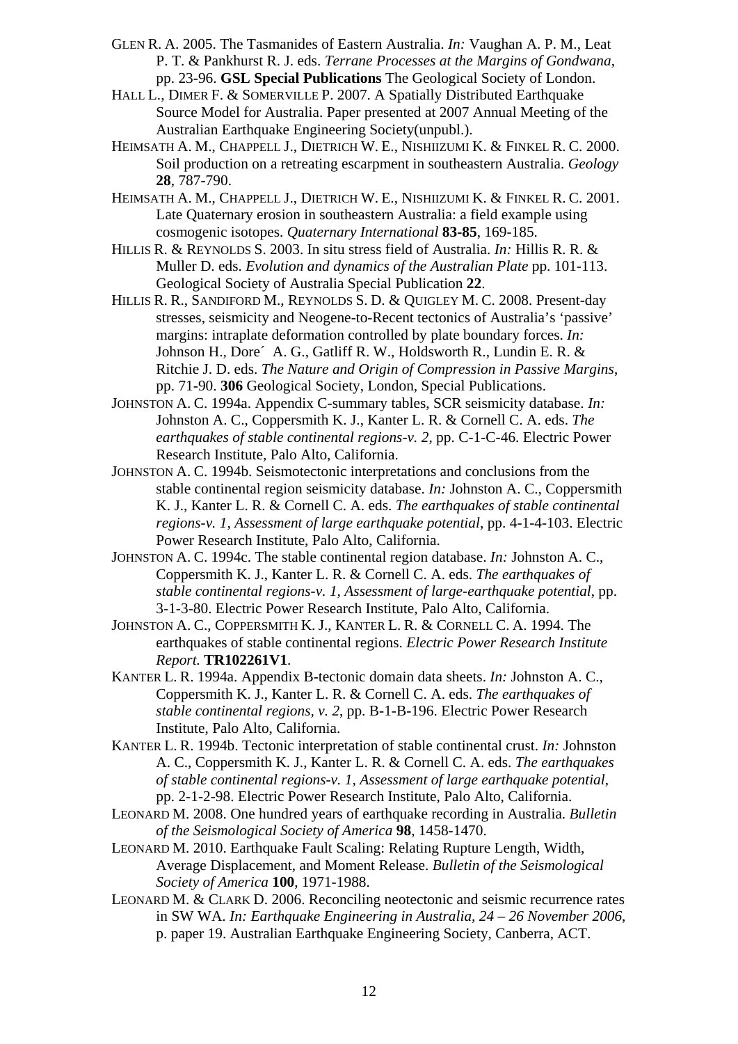GLEN R. A. 2005. The Tasmanides of Eastern Australia. *In:* Vaughan A. P. M., Leat P. T. & Pankhurst R. J. eds. *Terrane Processes at the Margins of Gondwana*, pp. 23-96. **GSL Special Publications** The Geological Society of London.

HALL L., DIMER F. & SOMERVILLE P. 2007. A Spatially Distributed Earthquake Source Model for Australia. Paper presented at 2007 Annual Meeting of the Australian Earthquake Engineering Society(unpubl.).

HEIMSATH A. M., CHAPPELL J., DIETRICH W. E., NISHIIZUMI K. & FINKEL R. C. 2000. Soil production on a retreating escarpment in southeastern Australia. *Geology* **28**, 787-790.

HEIMSATH A. M., CHAPPELL J., DIETRICH W. E., NISHIIZUMI K. & FINKEL R. C. 2001. Late Quaternary erosion in southeastern Australia: a field example using cosmogenic isotopes. *Quaternary International* **83-85**, 169-185.

HILLIS R. & REYNOLDS S. 2003. In situ stress field of Australia. *In:* Hillis R. R. & Muller D. eds. *Evolution and dynamics of the Australian Plate* pp. 101-113. Geological Society of Australia Special Publication **22**.

HILLIS R. R., SANDIFORD M., REYNOLDS S. D. & QUIGLEY M. C. 2008. Present-day stresses, seismicity and Neogene-to-Recent tectonics of Australia's 'passive' margins: intraplate deformation controlled by plate boundary forces. *In:* Johnson H., Dore´ A. G., Gatliff R. W., Holdsworth R., Lundin E. R. & Ritchie J. D. eds. *The Nature and Origin of Compression in Passive Margins*, pp. 71-90. **306** Geological Society, London, Special Publications.

JOHNSTON A. C. 1994a. Appendix C-summary tables, SCR seismicity database. *In:* Johnston A. C., Coppersmith K. J., Kanter L. R. & Cornell C. A. eds. *The earthquakes of stable continental regions-v. 2*, pp. C-1-C-46. Electric Power Research Institute, Palo Alto, California.

JOHNSTON A. C. 1994b. Seismotectonic interpretations and conclusions from the stable continental region seismicity database. *In:* Johnston A. C., Coppersmith K. J., Kanter L. R. & Cornell C. A. eds. *The earthquakes of stable continental regions-v. 1, Assessment of large earthquake potential*, pp. 4-1-4-103. Electric Power Research Institute, Palo Alto, California.

JOHNSTON A. C. 1994c. The stable continental region database. *In:* Johnston A. C., Coppersmith K. J., Kanter L. R. & Cornell C. A. eds. *The earthquakes of stable continental regions-v. 1, Assessment of large-earthquake potential*, pp. 3-1-3-80. Electric Power Research Institute, Palo Alto, California.

JOHNSTON A. C., COPPERSMITH K. J., KANTER L. R. & CORNELL C. A. 1994. The earthquakes of stable continental regions. *Electric Power Research Institute Report.* **TR102261V1**.

KANTER L. R. 1994a. Appendix B-tectonic domain data sheets. *In:* Johnston A. C., Coppersmith K. J., Kanter L. R. & Cornell C. A. eds. *The earthquakes of stable continental regions, v. 2*, pp. B-1-B-196. Electric Power Research Institute, Palo Alto, California.

KANTER L. R. 1994b. Tectonic interpretation of stable continental crust. *In:* Johnston A. C., Coppersmith K. J., Kanter L. R. & Cornell C. A. eds. *The earthquakes of stable continental regions-v. 1, Assessment of large earthquake potential*, pp. 2-1-2-98. Electric Power Research Institute, Palo Alto, California.

LEONARD M. 2008. One hundred years of earthquake recording in Australia. *Bulletin of the Seismological Society of America* **98**, 1458-1470.

LEONARD M. 2010. Earthquake Fault Scaling: Relating Rupture Length, Width, Average Displacement, and Moment Release. *Bulletin of the Seismological Society of America* **100**, 1971-1988.

LEONARD M. & CLARK D. 2006. Reconciling neotectonic and seismic recurrence rates in SW WA. *In: Earthquake Engineering in Australia, 24 – 26 November 2006*, p. paper 19. Australian Earthquake Engineering Society, Canberra, ACT.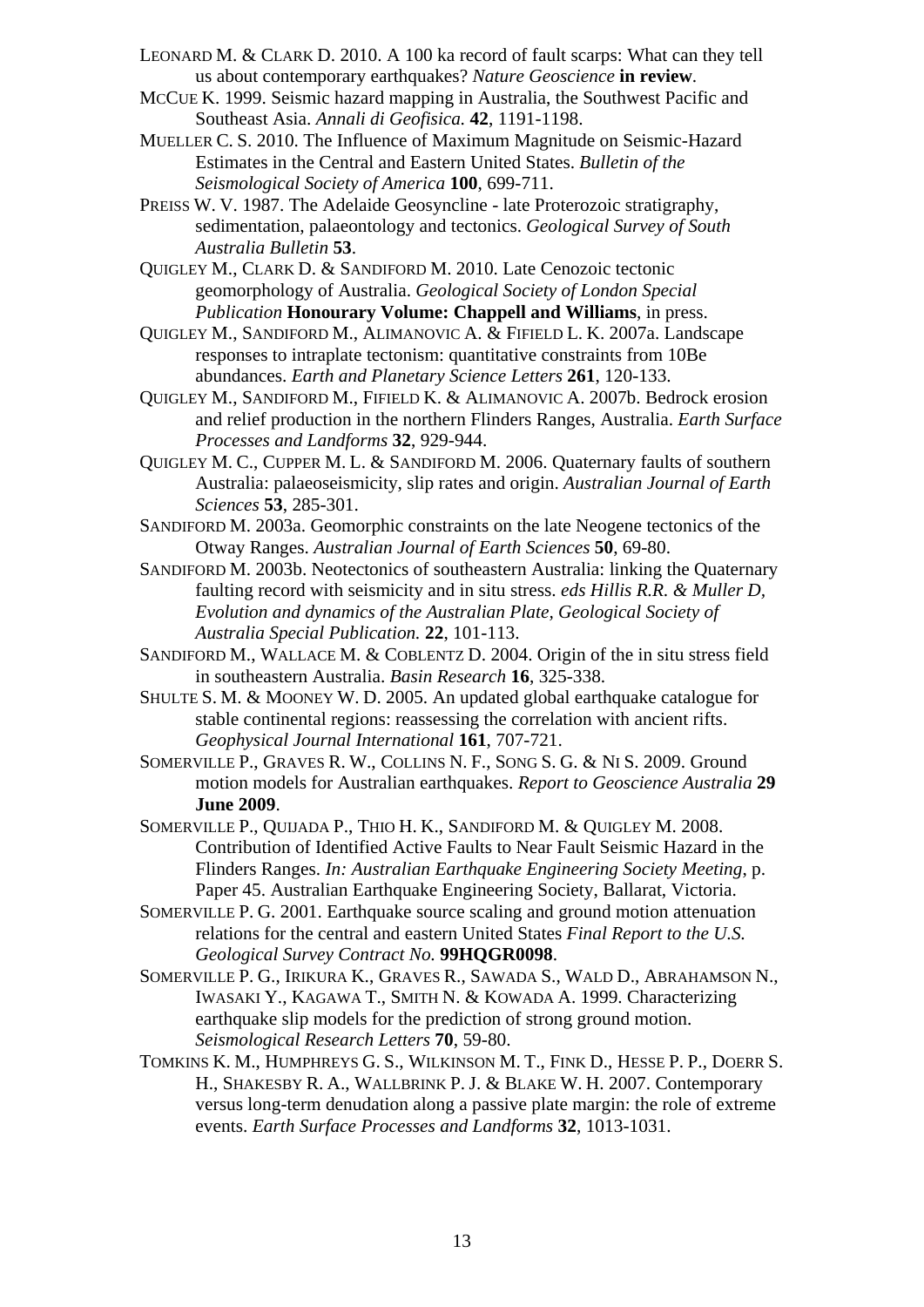LEONARD M. & CLARK D. 2010. A 100 ka record of fault scarps: What can they tell us about contemporary earthquakes? *Nature Geoscience* **in review**.

MCCUE K. 1999. Seismic hazard mapping in Australia, the Southwest Pacific and Southeast Asia. *Annali di Geofisica.* **42**, 1191-1198.

MUELLER C. S. 2010. The Influence of Maximum Magnitude on Seismic-Hazard Estimates in the Central and Eastern United States. *Bulletin of the Seismological Society of America* **100**, 699-711.

PREISS W. V. 1987. The Adelaide Geosyncline - late Proterozoic stratigraphy, sedimentation, palaeontology and tectonics. *Geological Survey of South Australia Bulletin* **53**.

QUIGLEY M., CLARK D. & SANDIFORD M. 2010. Late Cenozoic tectonic geomorphology of Australia. *Geological Society of London Special Publication* **Honourary Volume: Chappell and Williams**, in press.

QUIGLEY M., SANDIFORD M., ALIMANOVIC A. & FIFIELD L. K. 2007a. Landscape responses to intraplate tectonism: quantitative constraints from 10Be abundances. *Earth and Planetary Science Letters* **261**, 120-133.

QUIGLEY M., SANDIFORD M., FIFIELD K. & ALIMANOVIC A. 2007b. Bedrock erosion and relief production in the northern Flinders Ranges, Australia. *Earth Surface Processes and Landforms* **32**, 929-944.

QUIGLEY M. C., CUPPER M. L. & SANDIFORD M. 2006. Quaternary faults of southern Australia: palaeoseismicity, slip rates and origin. *Australian Journal of Earth Sciences* **53**, 285-301.

SANDIFORD M. 2003a. Geomorphic constraints on the late Neogene tectonics of the Otway Ranges. *Australian Journal of Earth Sciences* **50**, 69-80.

SANDIFORD M. 2003b. Neotectonics of southeastern Australia: linking the Quaternary faulting record with seismicity and in situ stress. *eds Hillis R.R. & Muller D, Evolution and dynamics of the Australian Plate, Geological Society of Australia Special Publication.* **22**, 101-113.

SANDIFORD M., WALLACE M. & COBLENTZ D. 2004. Origin of the in situ stress field in southeastern Australia. *Basin Research* **16**, 325-338.

SHULTE S. M. & MOONEY W. D. 2005. An updated global earthquake catalogue for stable continental regions: reassessing the correlation with ancient rifts. *Geophysical Journal International* **161**, 707-721.

SOMERVILLE P., GRAVES R. W., COLLINS N. F., SONG S. G. & NI S. 2009. Ground motion models for Australian earthquakes. *Report to Geoscience Australia* **29 June 2009**.

SOMERVILLE P., QUIJADA P., THIO H. K., SANDIFORD M. & QUIGLEY M. 2008. Contribution of Identified Active Faults to Near Fault Seismic Hazard in the Flinders Ranges. *In: Australian Earthquake Engineering Society Meeting*, p. Paper 45. Australian Earthquake Engineering Society, Ballarat, Victoria.

SOMERVILLE P. G. 2001. Earthquake source scaling and ground motion attenuation relations for the central and eastern United States *Final Report to the U.S. Geological Survey Contract No.* **99HQGR0098**.

SOMERVILLE P. G., IRIKURA K., GRAVES R., SAWADA S., WALD D., ABRAHAMSON N., IWASAKI Y., KAGAWA T., SMITH N. & KOWADA A. 1999. Characterizing earthquake slip models for the prediction of strong ground motion. *Seismological Research Letters* **70**, 59-80.

TOMKINS K. M., HUMPHREYS G. S., WILKINSON M. T., FINK D., HESSE P. P., DOERR S. H., SHAKESBY R. A., WALLBRINK P. J. & BLAKE W. H. 2007. Contemporary versus long-term denudation along a passive plate margin: the role of extreme events. *Earth Surface Processes and Landforms* **32**, 1013-1031.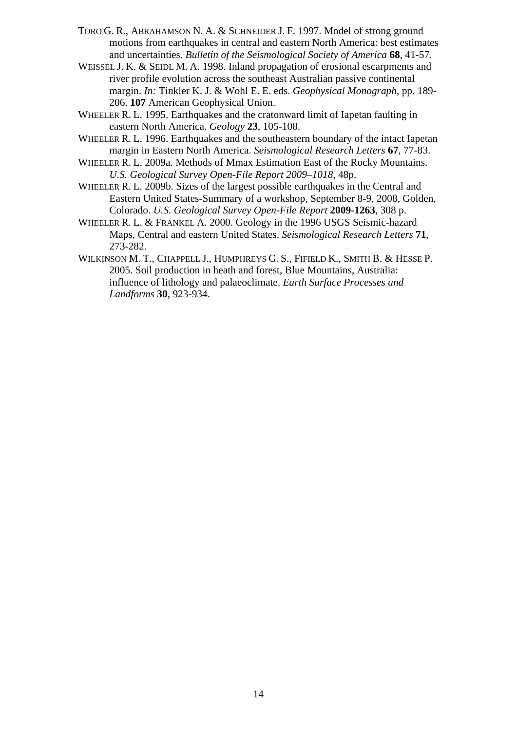TORO G. R., ABRAHAMSON N. A. & SCHNEIDER J. F. 1997. Model of strong ground motions from earthquakes in central and eastern North America: best estimates and uncertainties. *Bulletin of the Seismological Society of America* **68**, 41-57.

WEISSEL J. K. & SEIDL M. A. 1998. Inland propagation of erosional escarpments and river profile evolution across the southeast Australian passive continental margin. *In:* Tinkler K. J. & Wohl E. E. eds. *Geophysical Monograph*, pp. 189-206. **107** American Geophysical Union.

WHEELER R. L. 1995. Earthquakes and the cratonward limit of Iapetan faulting in eastern North America. *Geology* **23**, 105-108.

WHEELER R. L. 1996. Earthquakes and the southeastern boundary of the intact Iapetan margin in Eastern North America. *Seismological Research Letters* **67**, 77-83.

WHEELER R. L. 2009a. Methods of Mmax Estimation East of the Rocky Mountains. *U.S. Geological Survey Open-File Report 2009–1018*, 48p.

WHEELER R. L. 2009b. Sizes of the largest possible earthquakes in the Central and Eastern United States-Summary of a workshop, September 8-9, 2008, Golden, Colorado. *U.S. Geological Survey Open-File Report* **2009-1263**, 308 p.

WHEELER R. L. & FRANKEL A. 2000. Geology in the 1996 USGS Seismic-hazard Maps, Central and eastern United States. *Seismological Research Letters* **71**, 273-282.

WILKINSON M. T., CHAPPELL J., HUMPHREYS G. S., FIFIELD K., SMITH B. & HESSE P. 2005. Soil production in heath and forest, Blue Mountains, Australia: influence of lithology and palaeoclimate. *Earth Surface Processes and Landforms* **30**, 923-934.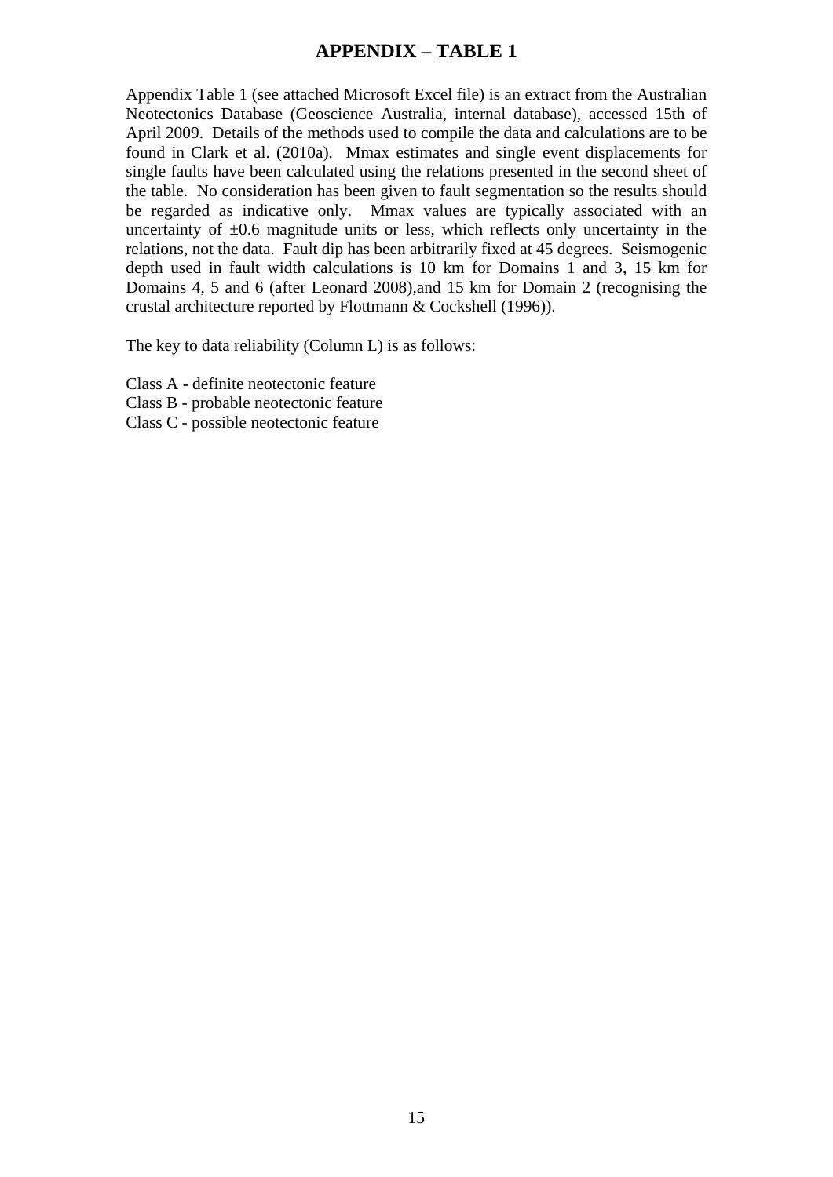# APPENDIX – TABLE 1

Appendix Table 1 (see attached Microsoft Excel file) is an extract from the Australian Neotectonics Database (Geoscience Australia, internal database), accessed 15th of April 2009. Details of the methods used to compile the data and calculations are to be found in Clark et al. (2010a). Mmax estimates and single event displacements for single faults have been calculated using the relations presented in the second sheet of the table. No consideration has been given to fault segmentation so the results should be regarded as indicative only. Mmax values are typically associated with an uncertainty of ±0.6 magnitude units or less, which reflects only uncertainty in the relations, not the data. Fault dip has been arbitrarily fixed at 45 degrees. Seismogenic depth used in fault width calculations is 10 km for Domains 1 and 3, 15 km for Domains 4, 5 and 6 (after Leonard 2008),and 15 km for Domain 2 (recognising the crustal architecture reported by Flottmann & Cockshell (1996)).

The key to data reliability (Column L) is as follows:

Class A - definite neotectonic feature  
Class B - probable neotectonic feature  
Class C - possible neotectonic feature